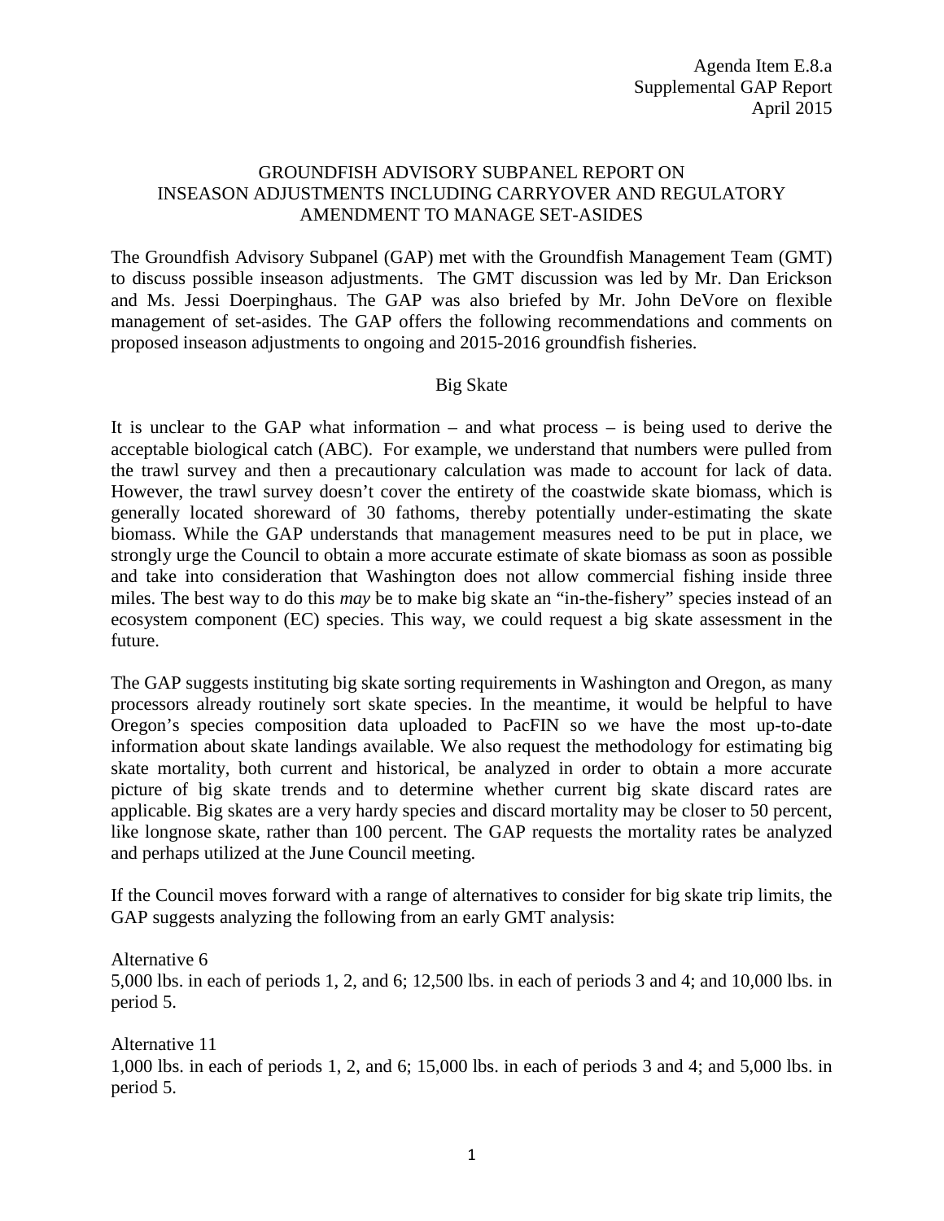Agenda Item E.8.a
Supplemental GAP Report
April 2015

# GROUNDFISH ADVISORY SUBPANEL REPORT ON INSEASON ADJUSTMENTS INCLUDING CARRYOVER AND REGULATORY AMENDMENT TO MANAGE SET-ASIDES

The Groundfish Advisory Subpanel (GAP) met with the Groundfish Management Team (GMT) to discuss possible inseason adjustments. The GMT discussion was led by Mr. Dan Erickson and Ms. Jessi Doerpinghaus. The GAP was also briefed by Mr. John DeVore on flexible management of set-asides. The GAP offers the following recommendations and comments on proposed inseason adjustments to ongoing and 2015-2016 groundfish fisheries.

## Big Skate

It is unclear to the GAP what information – and what process – is being used to derive the acceptable biological catch (ABC). For example, we understand that numbers were pulled from the trawl survey and then a precautionary calculation was made to account for lack of data. However, the trawl survey doesn't cover the entirety of the coastwide skate biomass, which is generally located shoreward of 30 fathoms, thereby potentially under-estimating the skate biomass. While the GAP understands that management measures need to be put in place, we strongly urge the Council to obtain a more accurate estimate of skate biomass as soon as possible and take into consideration that Washington does not allow commercial fishing inside three miles. The best way to do this *may* be to make big skate an "in-the-fishery" species instead of an ecosystem component (EC) species. This way, we could request a big skate assessment in the future.

The GAP suggests instituting big skate sorting requirements in Washington and Oregon, as many processors already routinely sort skate species. In the meantime, it would be helpful to have Oregon's species composition data uploaded to PacFIN so we have the most up-to-date information about skate landings available. We also request the methodology for estimating big skate mortality, both current and historical, be analyzed in order to obtain a more accurate picture of big skate trends and to determine whether current big skate discard rates are applicable. Big skates are a very hardy species and discard mortality may be closer to 50 percent, like longnose skate, rather than 100 percent. The GAP requests the mortality rates be analyzed and perhaps utilized at the June Council meeting.

If the Council moves forward with a range of alternatives to consider for big skate trip limits, the GAP suggests analyzing the following from an early GMT analysis:

Alternative 6
5,000 lbs. in each of periods 1, 2, and 6; 12,500 lbs. in each of periods 3 and 4; and 10,000 lbs. in period 5.

Alternative 11
1,000 lbs. in each of periods 1, 2, and 6; 15,000 lbs. in each of periods 3 and 4; and 5,000 lbs. in period 5.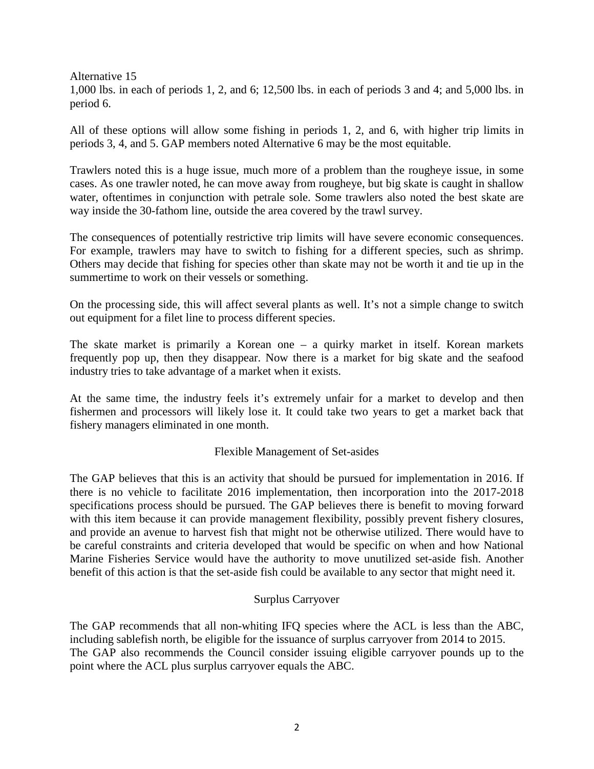Alternative 15
1,000 lbs. in each of periods 1, 2, and 6; 12,500 lbs. in each of periods 3 and 4; and 5,000 lbs. in period 6.

All of these options will allow some fishing in periods 1, 2, and 6, with higher trip limits in periods 3, 4, and 5. GAP members noted Alternative 6 may be the most equitable.

Trawlers noted this is a huge issue, much more of a problem than the rougheye issue, in some cases. As one trawler noted, he can move away from rougheye, but big skate is caught in shallow water, oftentimes in conjunction with petrale sole. Some trawlers also noted the best skate are way inside the 30-fathom line, outside the area covered by the trawl survey.

The consequences of potentially restrictive trip limits will have severe economic consequences. For example, trawlers may have to switch to fishing for a different species, such as shrimp. Others may decide that fishing for species other than skate may not be worth it and tie up in the summertime to work on their vessels or something.

On the processing side, this will affect several plants as well. It's not a simple change to switch out equipment for a filet line to process different species.

The skate market is primarily a Korean one – a quirky market in itself. Korean markets frequently pop up, then they disappear. Now there is a market for big skate and the seafood industry tries to take advantage of a market when it exists.

At the same time, the industry feels it's extremely unfair for a market to develop and then fishermen and processors will likely lose it. It could take two years to get a market back that fishery managers eliminated in one month.

## Flexible Management of Set-asides

The GAP believes that this is an activity that should be pursued for implementation in 2016. If there is no vehicle to facilitate 2016 implementation, then incorporation into the 2017-2018 specifications process should be pursued. The GAP believes there is benefit to moving forward with this item because it can provide management flexibility, possibly prevent fishery closures, and provide an avenue to harvest fish that might not be otherwise utilized. There would have to be careful constraints and criteria developed that would be specific on when and how National Marine Fisheries Service would have the authority to move unutilized set-aside fish. Another benefit of this action is that the set-aside fish could be available to any sector that might need it.

## Surplus Carryover

The GAP recommends that all non-whiting IFQ species where the ACL is less than the ABC, including sablefish north, be eligible for the issuance of surplus carryover from 2014 to 2015. The GAP also recommends the Council consider issuing eligible carryover pounds up to the point where the ACL plus surplus carryover equals the ABC.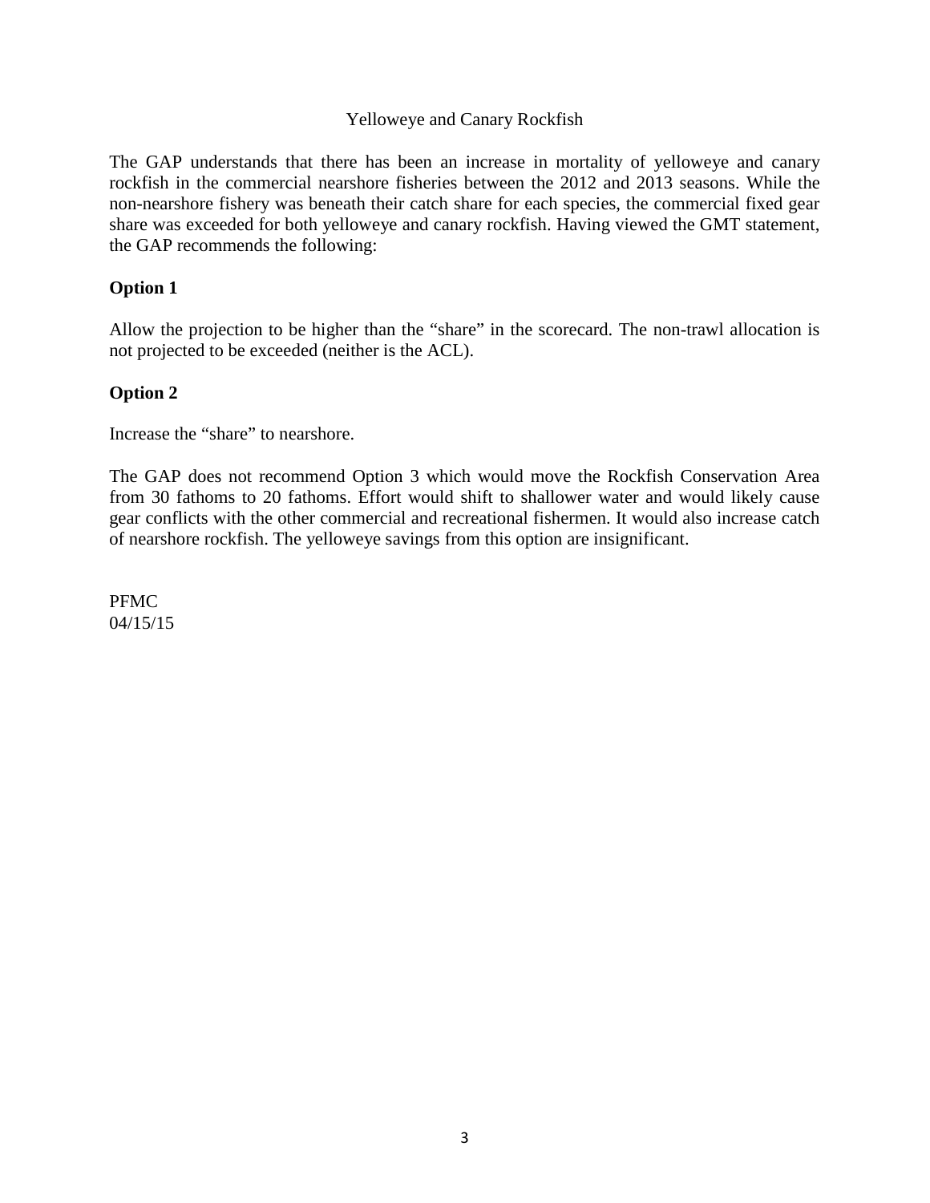## Yelloweye and Canary Rockfish

The GAP understands that there has been an increase in mortality of yelloweye and canary rockfish in the commercial nearshore fisheries between the 2012 and 2013 seasons. While the non-nearshore fishery was beneath their catch share for each species, the commercial fixed gear share was exceeded for both yelloweye and canary rockfish. Having viewed the GMT statement, the GAP recommends the following:

### Option 1

Allow the projection to be higher than the "share" in the scorecard. The non-trawl allocation is not projected to be exceeded (neither is the ACL).

### Option 2

Increase the "share" to nearshore.

The GAP does not recommend Option 3 which would move the Rockfish Conservation Area from 30 fathoms to 20 fathoms. Effort would shift to shallower water and would likely cause gear conflicts with the other commercial and recreational fishermen. It would also increase catch of nearshore rockfish. The yelloweye savings from this option are insignificant.

PFMC
04/15/15